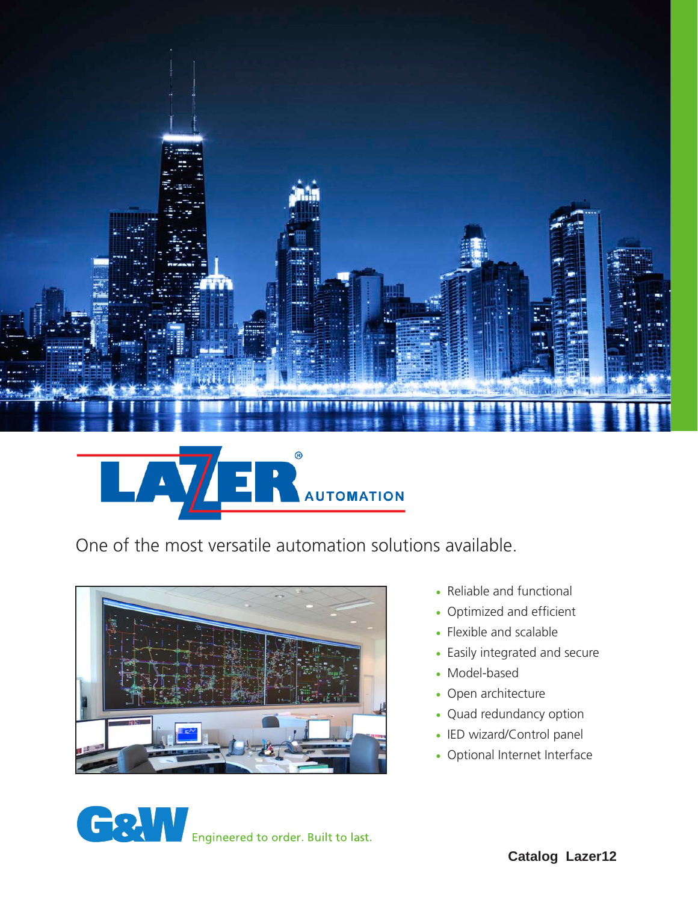# LAZER® AUTOMATION

One of the most versatile automation solutions available.

- Reliable and functional
- Optimized and efficient
- Flexible and scalable
- Easily integrated and secure
- Model-based
- Open architecture
- Quad redundancy option
- IED wizard/Control panel
- Optional Internet Interface

G&W Engineered to order. Built to last.

**Catalog Lazer12**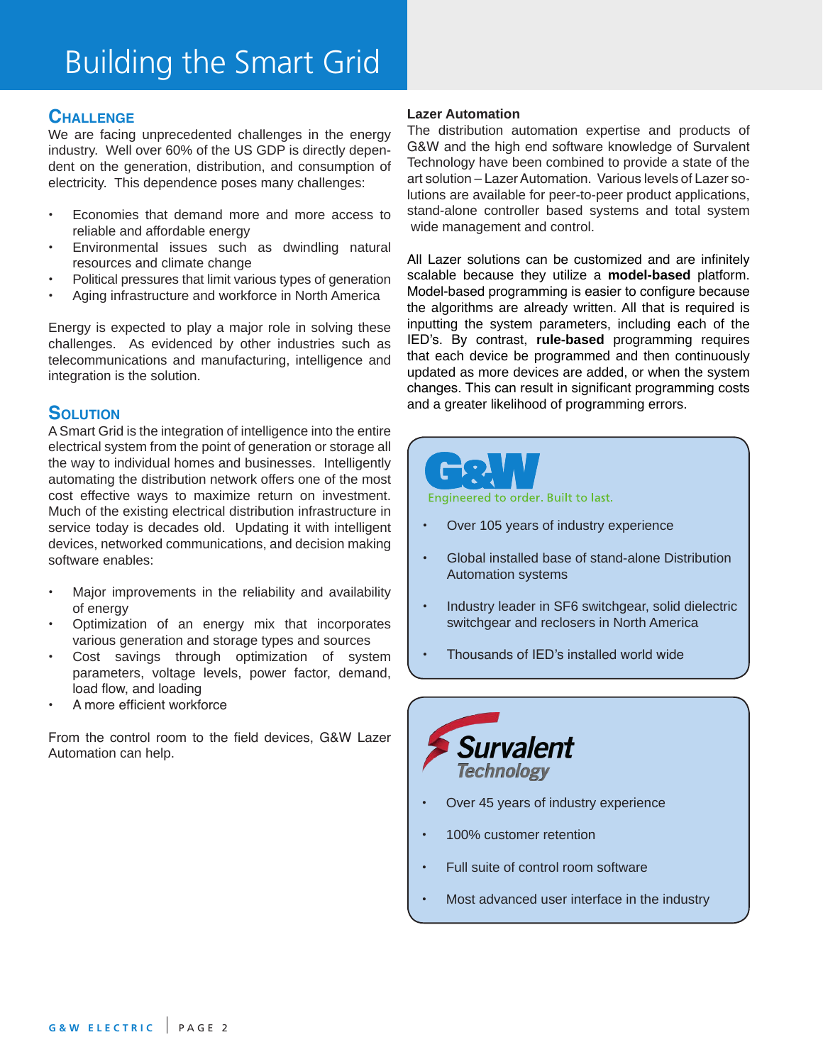# Building the Smart Grid

## Challenge

We are facing unprecedented challenges in the energy industry. Well over 60% of the US GDP is directly dependent on the generation, distribution, and consumption of electricity. This dependence poses many challenges:

- Economies that demand more and more access to reliable and affordable energy
- Environmental issues such as dwindling natural resources and climate change
- Political pressures that limit various types of generation
- Aging infrastructure and workforce in North America

Energy is expected to play a major role in solving these challenges. As evidenced by other industries such as telecommunications and manufacturing, intelligence and integration is the solution.

## Solution

A Smart Grid is the integration of intelligence into the entire electrical system from the point of generation or storage all the way to individual homes and businesses. Intelligently automating the distribution network offers one of the most cost effective ways to maximize return on investment. Much of the existing electrical distribution infrastructure in service today is decades old. Updating it with intelligent devices, networked communications, and decision making software enables:

- Major improvements in the reliability and availability of energy
- Optimization of an energy mix that incorporates various generation and storage types and sources
- Cost savings through optimization of system parameters, voltage levels, power factor, demand, load flow, and loading
- A more efficient workforce

From the control room to the field devices, G&W Lazer Automation can help.

### Lazer Automation

The distribution automation expertise and products of G&W and the high end software knowledge of Survalent Technology have been combined to provide a state of the art solution – Lazer Automation. Various levels of Lazer solutions are available for peer-to-peer product applications, stand-alone controller based systems and total system wide management and control.

All Lazer solutions can be customized and are infinitely scalable because they utilize a **model-based** platform. Model-based programming is easier to configure because the algorithms are already written. All that is required is inputting the system parameters, including each of the IED's. By contrast, **rule-based** programming requires that each device be programmed and then continuously updated as more devices are added, or when the system changes. This can result in significant programming costs and a greater likelihood of programming errors.

**G&W** — Engineered to order. Built to last.

- Over 105 years of industry experience
- Global installed base of stand-alone Distribution Automation systems
- Industry leader in SF6 switchgear, solid dielectric switchgear and reclosers in North America
- Thousands of IED's installed world wide

**Survalent Technology**

- Over 45 years of industry experience
- 100% customer retention
- Full suite of control room software
- Most advanced user interface in the industry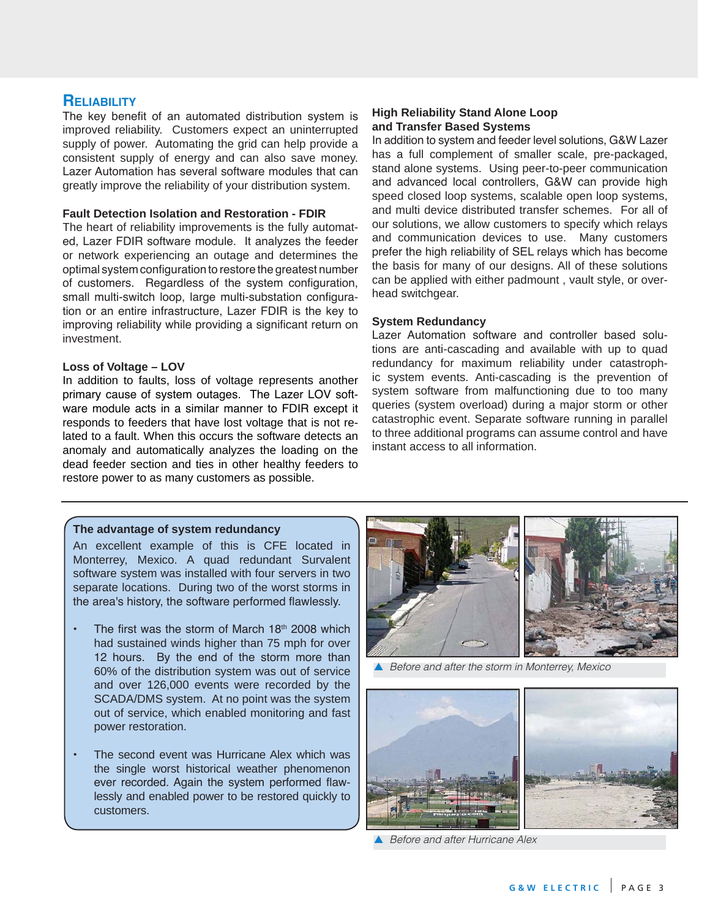## RELIABILITY

The key benefit of an automated distribution system is improved reliability. Customers expect an uninterrupted supply of power. Automating the grid can help provide a consistent supply of energy and can also save money. Lazer Automation has several software modules that can greatly improve the reliability of your distribution system.

### Fault Detection Isolation and Restoration - FDIR

The heart of reliability improvements is the fully automated, Lazer FDIR software module. It analyzes the feeder or network experiencing an outage and determines the optimal system configuration to restore the greatest number of customers. Regardless of the system configuration, small multi-switch loop, large multi-substation configuration or an entire infrastructure, Lazer FDIR is the key to improving reliability while providing a significant return on investment.

### Loss of Voltage – LOV

In addition to faults, loss of voltage represents another primary cause of system outages. The Lazer LOV software module acts in a similar manner to FDIR except it responds to feeders that have lost voltage that is not related to a fault. When this occurs the software detects an anomaly and automatically analyzes the loading on the dead feeder section and ties in other healthy feeders to restore power to as many customers as possible.

### High Reliability Stand Alone Loop and Transfer Based Systems

In addition to system and feeder level solutions, G&W Lazer has a full complement of smaller scale, pre-packaged, stand alone systems. Using peer-to-peer communication and advanced local controllers, G&W can provide high speed closed loop systems, scalable open loop systems, and multi device distributed transfer schemes. For all of our solutions, we allow customers to specify which relays and communication devices to use. Many customers prefer the high reliability of SEL relays which has become the basis for many of our designs. All of these solutions can be applied with either padmount , vault style, or overhead switchgear.

### System Redundancy

Lazer Automation software and controller based solutions are anti-cascading and available with up to quad redundancy for maximum reliability under catastrophic system events. Anti-cascading is the prevention of system software from malfunctioning due to too many queries (system overload) during a major storm or other catastrophic event. Separate software running in parallel to three additional programs can assume control and have instant access to all information.

### The advantage of system redundancy

An excellent example of this is CFE located in Monterrey, Mexico. A quad redundant Survalent software system was installed with four servers in two separate locations. During two of the worst storms in the area's history, the software performed flawlessly.

- The first was the storm of March 18th 2008 which had sustained winds higher than 75 mph for over 12 hours. By the end of the storm more than 60% of the distribution system was out of service and over 126,000 events were recorded by the SCADA/DMS system. At no point was the system out of service, which enabled monitoring and fast power restoration.

- The second event was Hurricane Alex which was the single worst historical weather phenomenon ever recorded. Again the system performed flawlessly and enabled power to be restored quickly to customers.

▲ *Before and after the storm in Monterrey, Mexico*

▲ *Before and after Hurricane Alex*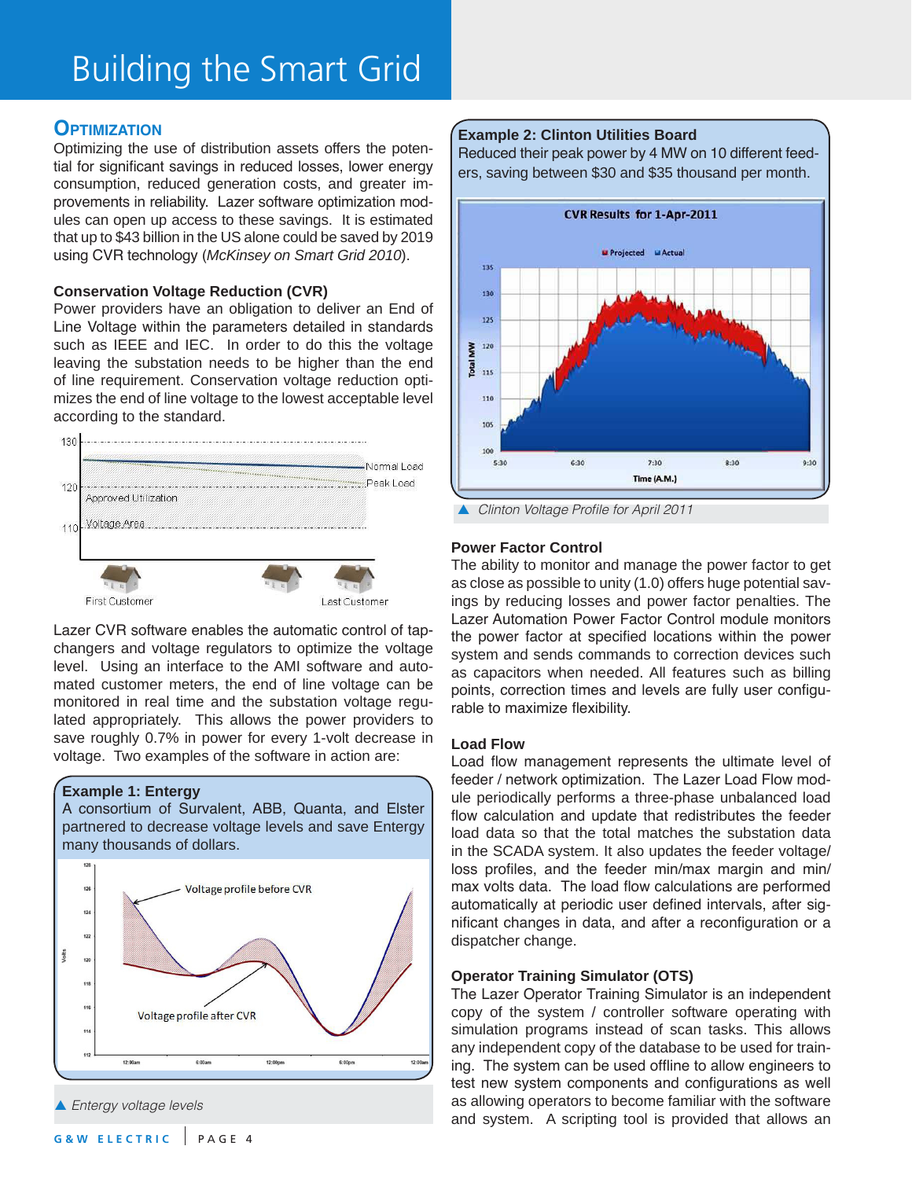# Building the Smart Grid

## Optimization

Optimizing the use of distribution assets offers the potential for significant savings in reduced losses, lower energy consumption, reduced generation costs, and greater improvements in reliability. Lazer software optimization modules can open up access to these savings. It is estimated that up to $43 billion in the US alone could be saved by 2019 using CVR technology (*McKinsey on Smart Grid 2010*).

### Conservation Voltage Reduction (CVR)

Power providers have an obligation to deliver an End of Line Voltage within the parameters detailed in standards such as IEEE and IEC. In order to do this the voltage leaving the substation needs to be higher than the end of line requirement. Conservation voltage reduction optimizes the end of line voltage to the lowest acceptable level according to the standard.

Lazer CVR software enables the automatic control of tap-changers and voltage regulators to optimize the voltage level. Using an interface to the AMI software and automated customer meters, the end of line voltage can be monitored in real time and the substation voltage regulated appropriately. This allows the power providers to save roughly 0.7% in power for every 1-volt decrease in voltage. Two examples of the software in action are:

**Example 1: Entergy**
A consortium of Survalent, ABB, Quanta, and Elster partnered to decrease voltage levels and save Entergy many thousands of dollars.

▲ *Entergy voltage levels*

**Example 2: Clinton Utilities Board**
Reduced their peak power by 4 MW on 10 different feeders, saving between $30 and $35 thousand per month.

▲ *Clinton Voltage Profile for April 2011*

### Power Factor Control

The ability to monitor and manage the power factor to get as close as possible to unity (1.0) offers huge potential savings by reducing losses and power factor penalties. The Lazer Automation Power Factor Control module monitors the power factor at specified locations within the power system and sends commands to correction devices such as capacitors when needed. All features such as billing points, correction times and levels are fully user configurable to maximize flexibility.

### Load Flow

Load flow management represents the ultimate level of feeder / network optimization. The Lazer Load Flow module periodically performs a three-phase unbalanced load flow calculation and update that redistributes the feeder load data so that the total matches the substation data in the SCADA system. It also updates the feeder voltage/ loss profiles, and the feeder min/max margin and min/ max volts data. The load flow calculations are performed automatically at periodic user defined intervals, after significant changes in data, and after a reconfiguration or a dispatcher change.

### Operator Training Simulator (OTS)

The Lazer Operator Training Simulator is an independent copy of the system / controller software operating with simulation programs instead of scan tasks. This allows any independent copy of the database to be used for training. The system can be used offline to allow engineers to test new system components and configurations as well as allowing operators to become familiar with the software and system. A scripting tool is provided that allows an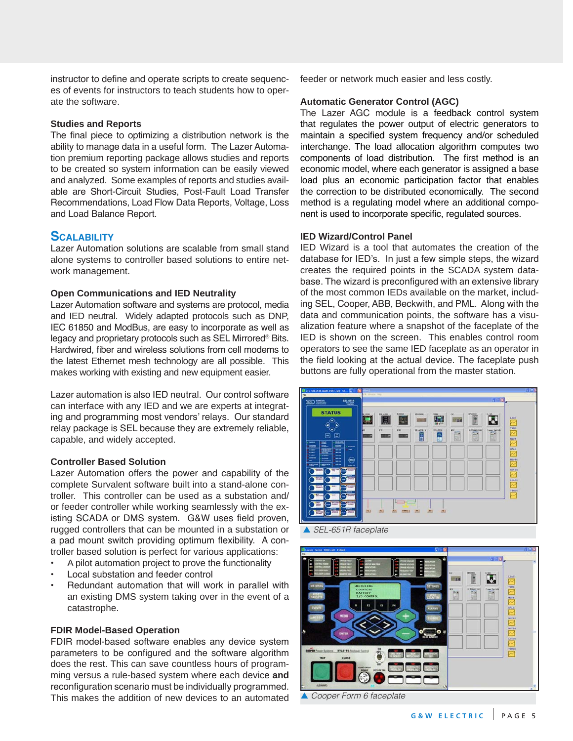instructor to define and operate scripts to create sequences of events for instructors to teach students how to operate the software.

### Studies and Reports

The final piece to optimizing a distribution network is the ability to manage data in a useful form. The Lazer Automation premium reporting package allows studies and reports to be created so system information can be easily viewed and analyzed. Some examples of reports and studies available are Short-Circuit Studies, Post-Fault Load Transfer Recommendations, Load Flow Data Reports, Voltage, Loss and Load Balance Report.

## Scalability

Lazer Automation solutions are scalable from small stand alone systems to controller based solutions to entire network management.

### Open Communications and IED Neutrality

Lazer Automation software and systems are protocol, media and IED neutral. Widely adapted protocols such as DNP, IEC 61850 and ModBus, are easy to incorporate as well as legacy and proprietary protocols such as SEL Mirrored® Bits. Hardwired, fiber and wireless solutions from cell modems to the latest Ethernet mesh technology are all possible. This makes working with existing and new equipment easier.

Lazer automation is also IED neutral. Our control software can interface with any IED and we are experts at integrating and programming most vendors' relays. Our standard relay package is SEL because they are extremely reliable, capable, and widely accepted.

### Controller Based Solution

Lazer Automation offers the power and capability of the complete Survalent software built into a stand-alone controller. This controller can be used as a substation and/or feeder controller while working seamlessly with the existing SCADA or DMS system. G&W uses field proven, rugged controllers that can be mounted in a substation or a pad mount switch providing optimum flexibility. A controller based solution is perfect for various applications:

- A pilot automation project to prove the functionality
- Local substation and feeder control
- Redundant automation that will work in parallel with an existing DMS system taking over in the event of a catastrophe.

### FDIR Model-Based Operation

FDIR model-based software enables any device system parameters to be configured and the software algorithm does the rest. This can save countless hours of programming versus a rule-based system where each device **and** reconfiguration scenario must be individually programmed. This makes the addition of new devices to an automated feeder or network much easier and less costly.

### Automatic Generator Control (AGC)

The Lazer AGC module is a feedback control system that regulates the power output of electric generators to maintain a specified system frequency and/or scheduled interchange. The load allocation algorithm computes two components of load distribution. The first method is an economic model, where each generator is assigned a base load plus an economic participation factor that enables the correction to be distributed economically. The second method is a regulating model where an additional component is used to incorporate specific, regulated sources.

### IED Wizard/Control Panel

IED Wizard is a tool that automates the creation of the database for IED's. In just a few simple steps, the wizard creates the required points in the SCADA system database. The wizard is preconfigured with an extensive library of the most common IEDs available on the market, including SEL, Cooper, ABB, Beckwith, and PML. Along with the data and communication points, the software has a visualization feature where a snapshot of the faceplate of the IED is shown on the screen. This enables control room operators to see the same IED faceplate as an operator in the field looking at the actual device. The faceplate push buttons are fully operational from the master station.

▲ *SEL-651R faceplate*

▲ *Cooper Form 6 faceplate*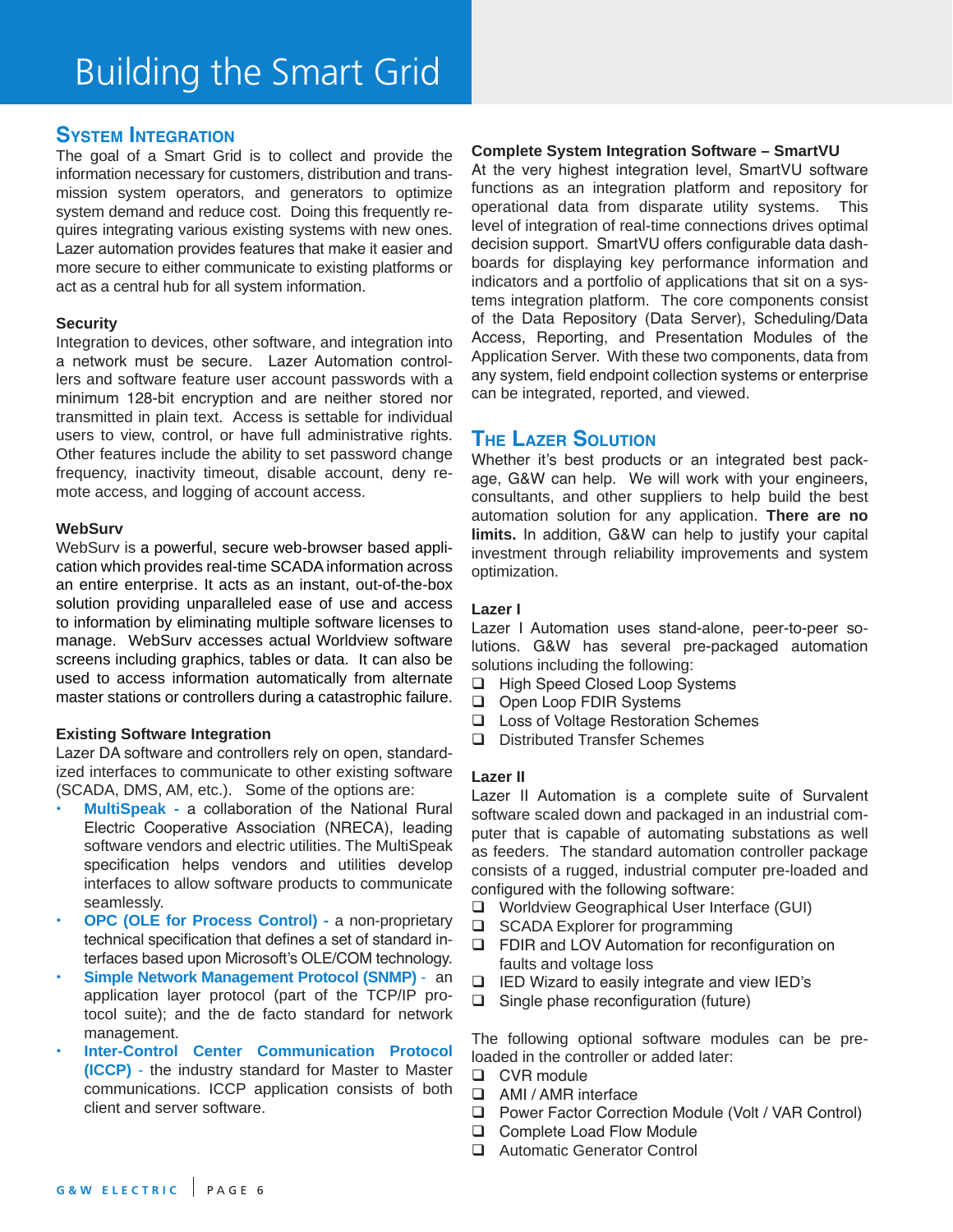# Building the Smart Grid

## System Integration

The goal of a Smart Grid is to collect and provide the information necessary for customers, distribution and transmission system operators, and generators to optimize system demand and reduce cost. Doing this frequently requires integrating various existing systems with new ones. Lazer automation provides features that make it easier and more secure to either communicate to existing platforms or act as a central hub for all system information.

### Security

Integration to devices, other software, and integration into a network must be secure. Lazer Automation controllers and software feature user account passwords with a minimum 128-bit encryption and are neither stored nor transmitted in plain text. Access is settable for individual users to view, control, or have full administrative rights. Other features include the ability to set password change frequency, inactivity timeout, disable account, deny remote access, and logging of account access.

### WebSurv

WebSurv is a powerful, secure web-browser based application which provides real-time SCADA information across an entire enterprise. It acts as an instant, out-of-the-box solution providing unparalleled ease of use and access to information by eliminating multiple software licenses to manage. WebSurv accesses actual Worldview software screens including graphics, tables or data. It can also be used to access information automatically from alternate master stations or controllers during a catastrophic failure.

### Existing Software Integration

Lazer DA software and controllers rely on open, standardized interfaces to communicate to other existing software (SCADA, DMS, AM, etc.). Some of the options are:

- **MultiSpeak -** a collaboration of the National Rural Electric Cooperative Association (NRECA), leading software vendors and electric utilities. The MultiSpeak specification helps vendors and utilities develop interfaces to allow software products to communicate seamlessly.
- **OPC (OLE for Process Control) -** a non-proprietary technical specification that defines a set of standard interfaces based upon Microsoft's OLE/COM technology.
- **Simple Network Management Protocol (SNMP)** - an application layer protocol (part of the TCP/IP protocol suite); and the de facto standard for network management.
- **Inter-Control Center Communication Protocol (ICCP)** - the industry standard for Master to Master communications. ICCP application consists of both client and server software.

### Complete System Integration Software – SmartVU

At the very highest integration level, SmartVU software functions as an integration platform and repository for operational data from disparate utility systems. This level of integration of real-time connections drives optimal decision support. SmartVU offers configurable data dashboards for displaying key performance information and indicators and a portfolio of applications that sit on a systems integration platform. The core components consist of the Data Repository (Data Server), Scheduling/Data Access, Reporting, and Presentation Modules of the Application Server. With these two components, data from any system, field endpoint collection systems or enterprise can be integrated, reported, and viewed.

## The Lazer Solution

Whether it's best products or an integrated best package, G&W can help. We will work with your engineers, consultants, and other suppliers to help build the best automation solution for any application. **There are no limits.** In addition, G&W can help to justify your capital investment through reliability improvements and system optimization.

### Lazer I

Lazer I Automation uses stand-alone, peer-to-peer solutions. G&W has several pre-packaged automation solutions including the following:

- High Speed Closed Loop Systems
- Open Loop FDIR Systems
- Loss of Voltage Restoration Schemes
- Distributed Transfer Schemes

### Lazer II

Lazer II Automation is a complete suite of Survalent software scaled down and packaged in an industrial computer that is capable of automating substations as well as feeders. The standard automation controller package consists of a rugged, industrial computer pre-loaded and configured with the following software:

- Worldview Geographical User Interface (GUI)
- SCADA Explorer for programming
- FDIR and LOV Automation for reconfiguration on faults and voltage loss
- IED Wizard to easily integrate and view IED's
- Single phase reconfiguration (future)

The following optional software modules can be pre-loaded in the controller or added later:

- CVR module
- AMI / AMR interface
- Power Factor Correction Module (Volt / VAR Control)
- Complete Load Flow Module
- Automatic Generator Control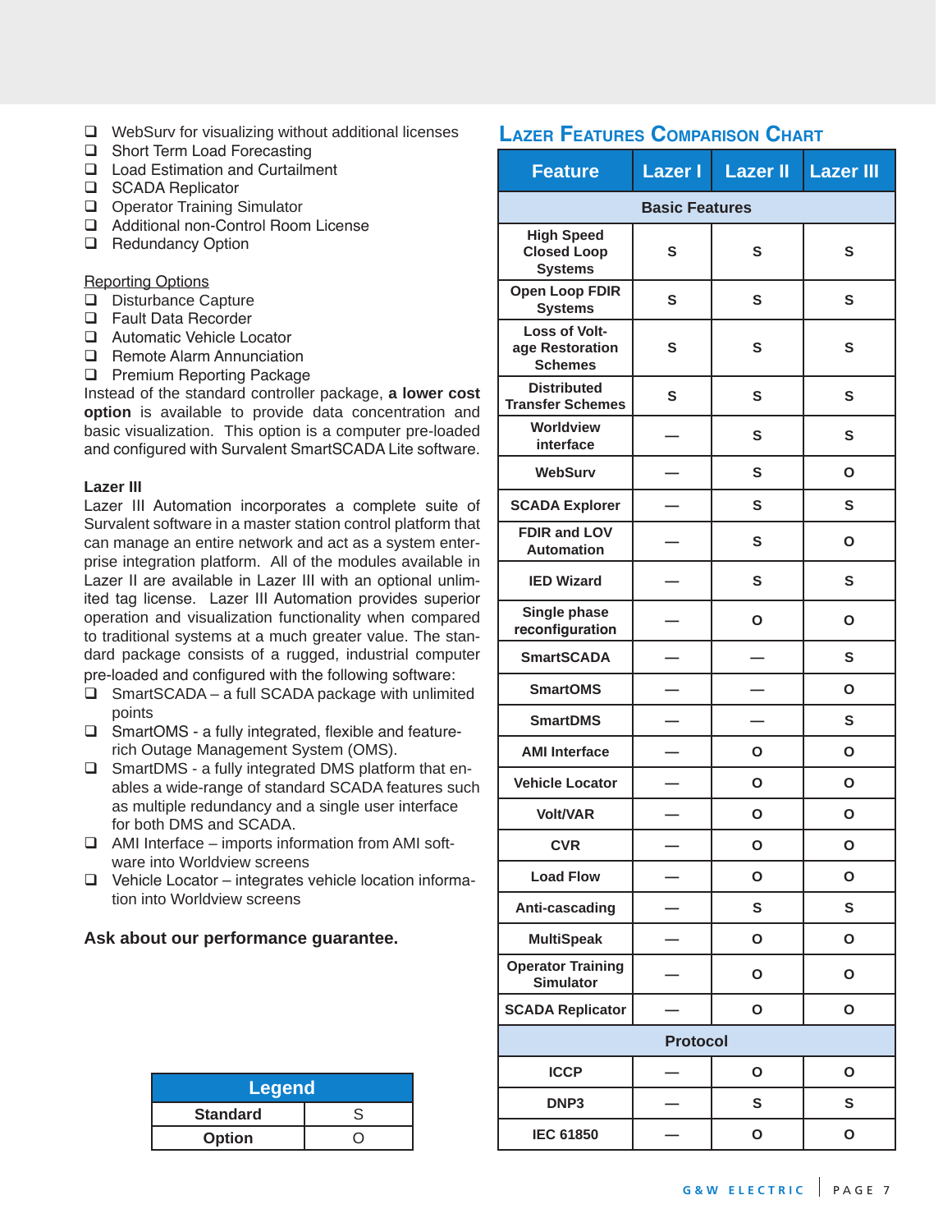- WebSurv for visualizing without additional licenses
- Short Term Load Forecasting
- Load Estimation and Curtailment
- SCADA Replicator
- Operator Training Simulator
- Additional non-Control Room License
- Redundancy Option

Reporting Options

- Disturbance Capture
- Fault Data Recorder
- Automatic Vehicle Locator
- Remote Alarm Annunciation
- Premium Reporting Package

Instead of the standard controller package, **a lower cost option** is available to provide data concentration and basic visualization. This option is a computer pre-loaded and configured with Survalent SmartSCADA Lite software.

**Lazer III**

Lazer III Automation incorporates a complete suite of Survalent software in a master station control platform that can manage an entire network and act as a system enterprise integration platform. All of the modules available in Lazer II are available in Lazer III with an optional unlimited tag license. Lazer III Automation provides superior operation and visualization functionality when compared to traditional systems at a much greater value. The standard package consists of a rugged, industrial computer pre-loaded and configured with the following software:

- SmartSCADA – a full SCADA package with unlimited points
- SmartOMS - a fully integrated, flexible and feature-rich Outage Management System (OMS).
- SmartDMS - a fully integrated DMS platform that enables a wide-range of standard SCADA features such as multiple redundancy and a single user interface for both DMS and SCADA.
- AMI Interface – imports information from AMI software into Worldview screens
- Vehicle Locator – integrates vehicle location information into Worldview screens

**Ask about our performance guarantee.**

| Legend | |
|---|---|
| **Standard** | S |
| **Option** | O |

## Lazer Features Comparison Chart

| Feature | Lazer I | Lazer II | Lazer III |
|---|---|---|---|
| **Basic Features** | | | |
| High Speed Closed Loop Systems | S | S | S |
| Open Loop FDIR Systems | S | S | S |
| Loss of Voltage Restoration Schemes | S | S | S |
| Distributed Transfer Schemes | S | S | S |
| Worldview interface | — | S | S |
| WebSurv | — | S | O |
| SCADA Explorer | — | S | S |
| FDIR and LOV Automation | — | S | O |
| IED Wizard | — | S | S |
| Single phase reconfiguration | — | O | O |
| SmartSCADA | — | — | S |
| SmartOMS | — | — | O |
| SmartDMS | — | — | S |
| AMI Interface | — | O | O |
| Vehicle Locator | — | O | O |
| Volt/VAR | — | O | O |
| CVR | — | O | O |
| Load Flow | — | O | O |
| Anti-cascading | — | S | S |
| MultiSpeak | — | O | O |
| Operator Training Simulator | — | O | O |
| SCADA Replicator | — | O | O |
| **Protocol** | | | |
| ICCP | — | O | O |
| DNP3 | — | S | S |
| IEC 61850 | — | O | O |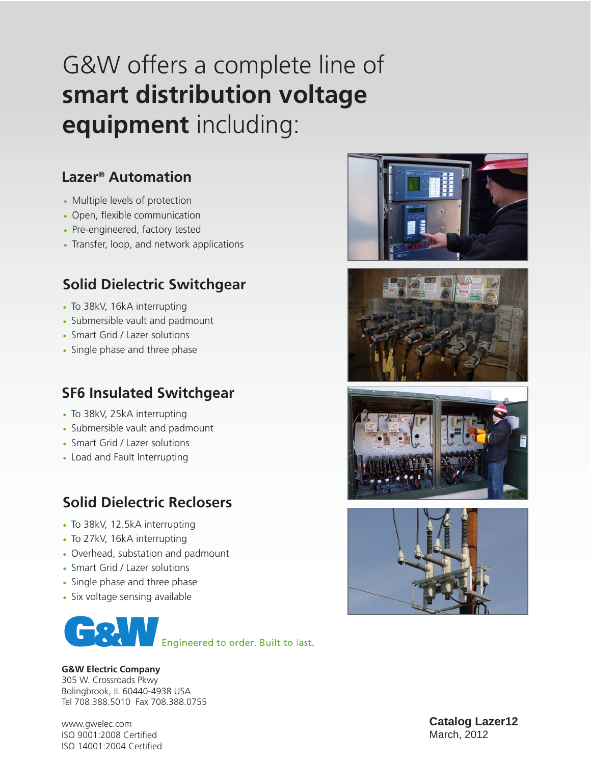# G&W offers a complete line of **smart distribution voltage equipment** including:

## Lazer® Automation

- Multiple levels of protection
- Open, flexible communication
- Pre-engineered, factory tested
- Transfer, loop, and network applications

## Solid Dielectric Switchgear

- To 38kV, 16kA interrupting
- Submersible vault and padmount
- Smart Grid / Lazer solutions
- Single phase and three phase

## SF6 Insulated Switchgear

- To 38kV, 25kA interrupting
- Submersible vault and padmount
- Smart Grid / Lazer solutions
- Load and Fault Interrupting

## Solid Dielectric Reclosers

- To 38kV, 12.5kA interrupting
- To 27kV, 16kA interrupting
- Overhead, substation and padmount
- Smart Grid / Lazer solutions
- Single phase and three phase
- Six voltage sensing available

G&W Engineered to order. Built to last.

**G&W Electric Company**
305 W. Crossroads Pkwy
Bolingbrook, IL 60440-4938 USA
Tel 708.388.5010 Fax 708.388.0755

www.gwelec.com
ISO 9001:2008 Certified
ISO 14001:2004 Certified

**Catalog Lazer12**
March, 2012